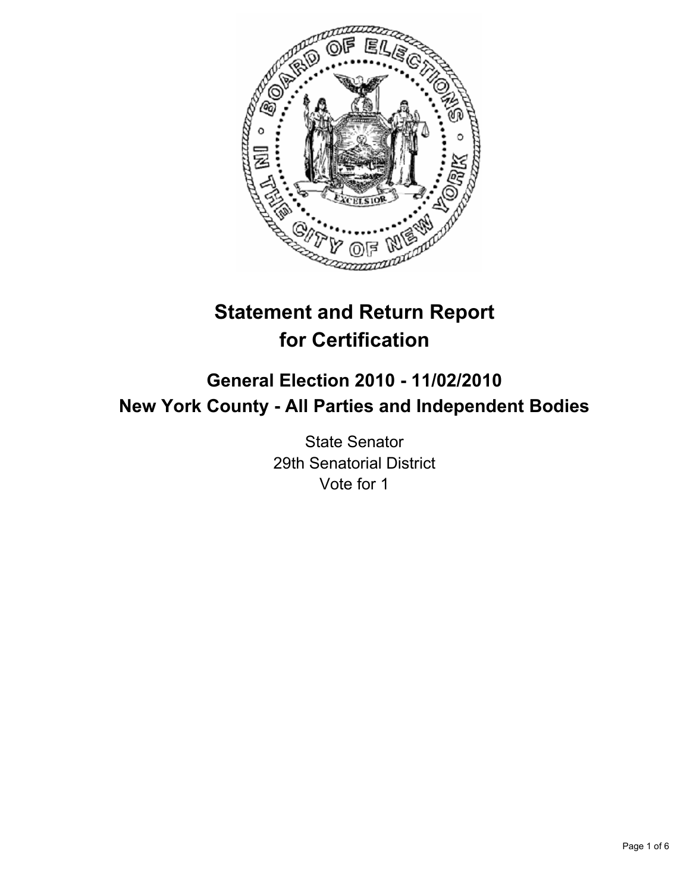# Statement and Return Report for Certification

## General Election 2010 - 11/02/2010
## New York County - All Parties and Independent Bodies

State Senator
29th Senatorial District
Vote for 1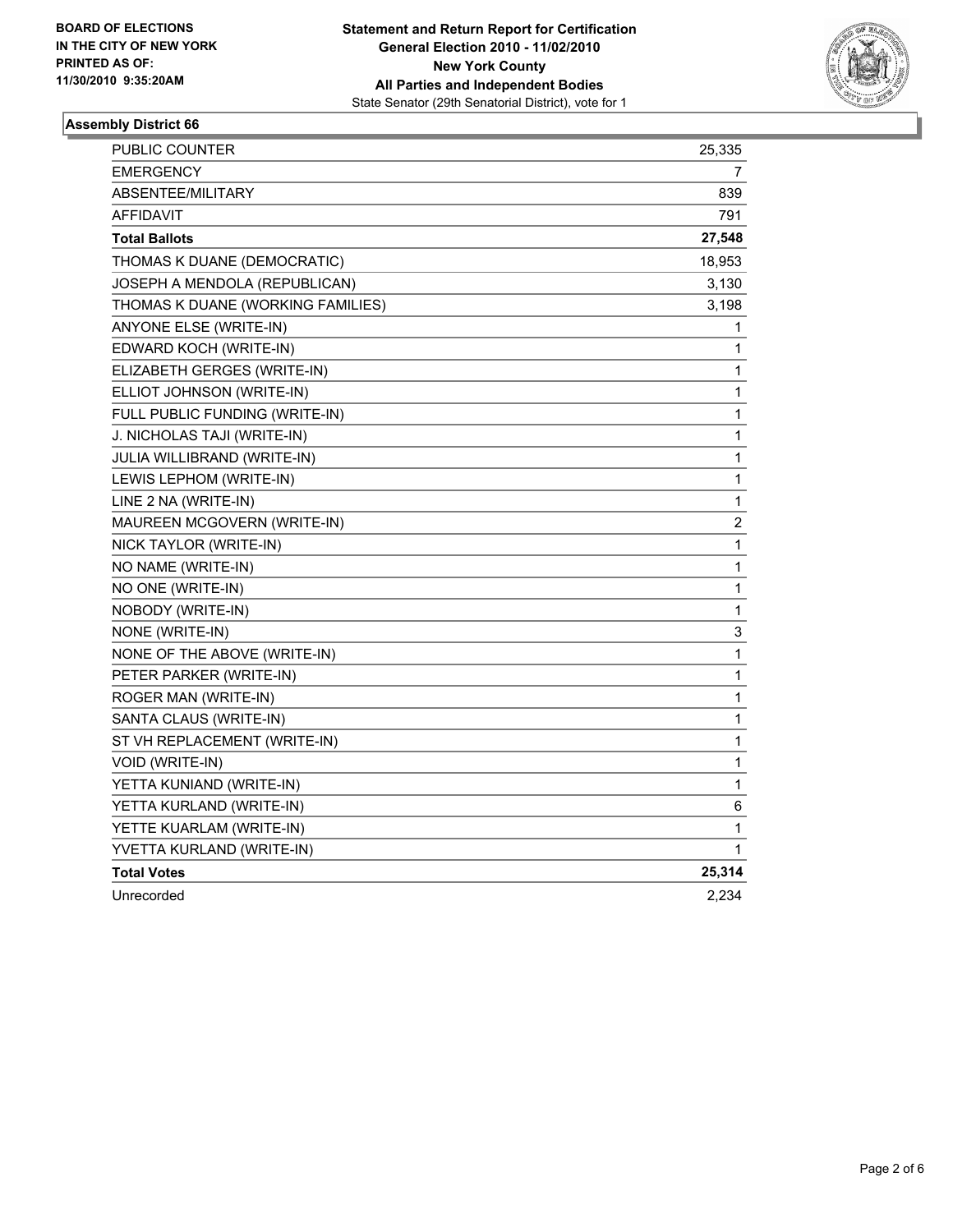**BOARD OF ELECTIONS IN THE CITY OF NEW YORK PRINTED AS OF: 11/30/2010 9:35:20AM**

**Statement and Return Report for Certification**
**General Election 2010 - 11/02/2010**
**New York County**
**All Parties and Independent Bodies**
State Senator (29th Senatorial District), vote for 1

### Assembly District 66

| | |
|---|---|
| PUBLIC COUNTER | 25,335 |
| EMERGENCY | 7 |
| ABSENTEE/MILITARY | 839 |
| AFFIDAVIT | 791 |
| **Total Ballots** | **27,548** |
| THOMAS K DUANE (DEMOCRATIC) | 18,953 |
| JOSEPH A MENDOLA (REPUBLICAN) | 3,130 |
| THOMAS K DUANE (WORKING FAMILIES) | 3,198 |
| ANYONE ELSE (WRITE-IN) | 1 |
| EDWARD KOCH (WRITE-IN) | 1 |
| ELIZABETH GERGES (WRITE-IN) | 1 |
| ELLIOT JOHNSON (WRITE-IN) | 1 |
| FULL PUBLIC FUNDING (WRITE-IN) | 1 |
| J. NICHOLAS TAJI (WRITE-IN) | 1 |
| JULIA WILLIBRAND (WRITE-IN) | 1 |
| LEWIS LEPHOM (WRITE-IN) | 1 |
| LINE 2 NA (WRITE-IN) | 1 |
| MAUREEN MCGOVERN (WRITE-IN) | 2 |
| NICK TAYLOR (WRITE-IN) | 1 |
| NO NAME (WRITE-IN) | 1 |
| NO ONE (WRITE-IN) | 1 |
| NOBODY (WRITE-IN) | 1 |
| NONE (WRITE-IN) | 3 |
| NONE OF THE ABOVE (WRITE-IN) | 1 |
| PETER PARKER (WRITE-IN) | 1 |
| ROGER MAN (WRITE-IN) | 1 |
| SANTA CLAUS (WRITE-IN) | 1 |
| ST VH REPLACEMENT (WRITE-IN) | 1 |
| VOID (WRITE-IN) | 1 |
| YETTA KUNIAND (WRITE-IN) | 1 |
| YETTA KURLAND (WRITE-IN) | 6 |
| YETTE KUARLAM (WRITE-IN) | 1 |
| YVETTA KURLAND (WRITE-IN) | 1 |
| **Total Votes** | **25,314** |
| Unrecorded | 2,234 |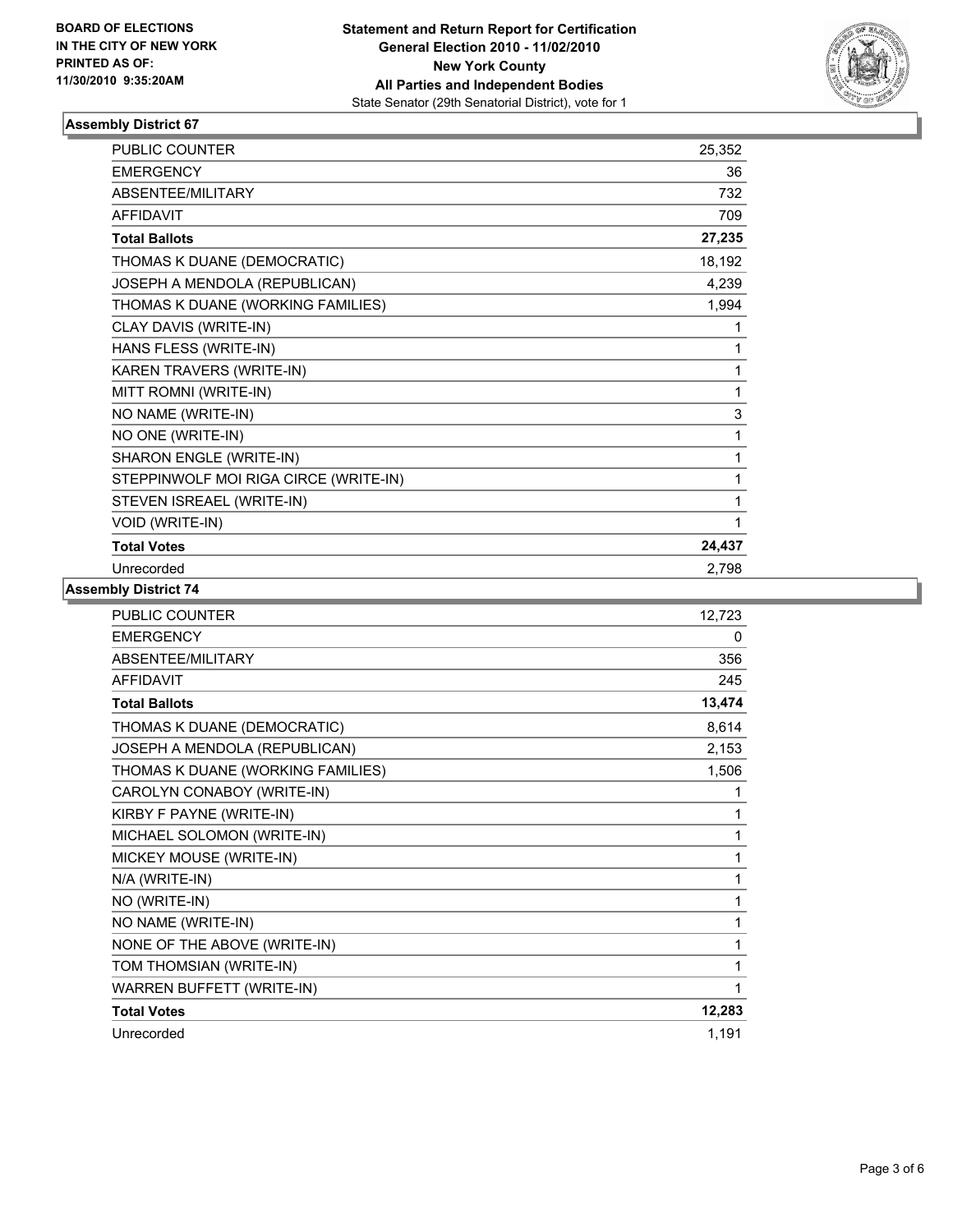**BOARD OF ELECTIONS IN THE CITY OF NEW YORK PRINTED AS OF: 11/30/2010 9:35:20AM**

**Statement and Return Report for Certification General Election 2010 - 11/02/2010 New York County All Parties and Independent Bodies**
State Senator (29th Senatorial District), vote for 1

### Assembly District 67

| | |
|---|---|
| PUBLIC COUNTER | 25,352 |
| EMERGENCY | 36 |
| ABSENTEE/MILITARY | 732 |
| AFFIDAVIT | 709 |
| **Total Ballots** | **27,235** |
| THOMAS K DUANE (DEMOCRATIC) | 18,192 |
| JOSEPH A MENDOLA (REPUBLICAN) | 4,239 |
| THOMAS K DUANE (WORKING FAMILIES) | 1,994 |
| CLAY DAVIS (WRITE-IN) | 1 |
| HANS FLESS (WRITE-IN) | 1 |
| KAREN TRAVERS (WRITE-IN) | 1 |
| MITT ROMNI (WRITE-IN) | 1 |
| NO NAME (WRITE-IN) | 3 |
| NO ONE (WRITE-IN) | 1 |
| SHARON ENGLE (WRITE-IN) | 1 |
| STEPPINWOLF MOI RIGA CIRCE (WRITE-IN) | 1 |
| STEVEN ISREAEL (WRITE-IN) | 1 |
| VOID (WRITE-IN) | 1 |
| **Total Votes** | **24,437** |
| Unrecorded | 2,798 |

### Assembly District 74

| | |
|---|---|
| PUBLIC COUNTER | 12,723 |
| EMERGENCY | 0 |
| ABSENTEE/MILITARY | 356 |
| AFFIDAVIT | 245 |
| **Total Ballots** | **13,474** |
| THOMAS K DUANE (DEMOCRATIC) | 8,614 |
| JOSEPH A MENDOLA (REPUBLICAN) | 2,153 |
| THOMAS K DUANE (WORKING FAMILIES) | 1,506 |
| CAROLYN CONABOY (WRITE-IN) | 1 |
| KIRBY F PAYNE (WRITE-IN) | 1 |
| MICHAEL SOLOMON (WRITE-IN) | 1 |
| MICKEY MOUSE (WRITE-IN) | 1 |
| N/A (WRITE-IN) | 1 |
| NO (WRITE-IN) | 1 |
| NO NAME (WRITE-IN) | 1 |
| NONE OF THE ABOVE (WRITE-IN) | 1 |
| TOM THOMSIAN (WRITE-IN) | 1 |
| WARREN BUFFETT (WRITE-IN) | 1 |
| **Total Votes** | **12,283** |
| Unrecorded | 1,191 |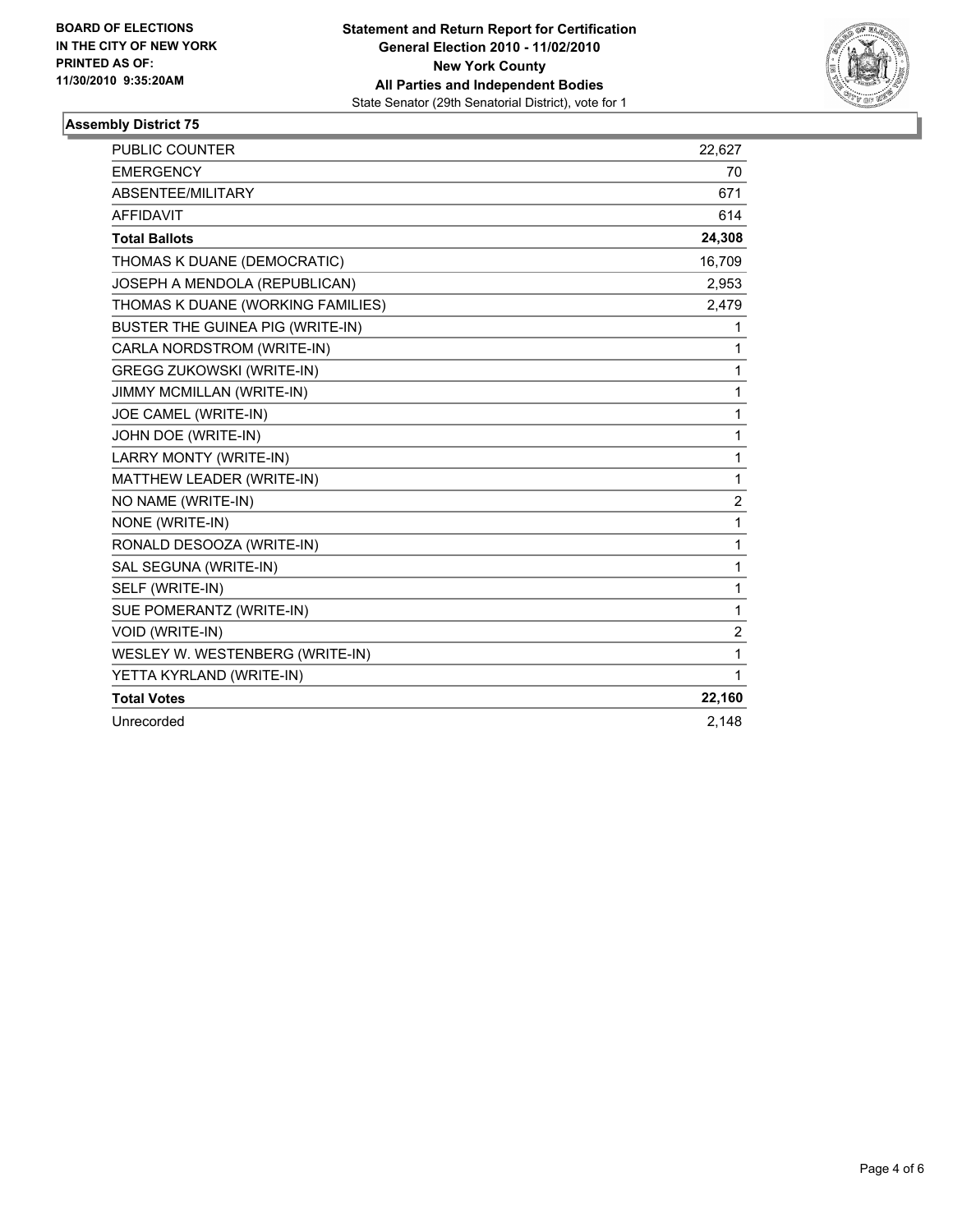**BOARD OF ELECTIONS**
**IN THE CITY OF NEW YORK**
**PRINTED AS OF:**
**11/30/2010 9:35:20AM**

**Statement and Return Report for Certification**
**General Election 2010 - 11/02/2010**
**New York County**
**All Parties and Independent Bodies**
State Senator (29th Senatorial District), vote for 1

## Assembly District 75

| | |
|---|---|
| PUBLIC COUNTER | 22,627 |
| EMERGENCY | 70 |
| ABSENTEE/MILITARY | 671 |
| AFFIDAVIT | 614 |
| **Total Ballots** | **24,308** |
| THOMAS K DUANE (DEMOCRATIC) | 16,709 |
| JOSEPH A MENDOLA (REPUBLICAN) | 2,953 |
| THOMAS K DUANE (WORKING FAMILIES) | 2,479 |
| BUSTER THE GUINEA PIG (WRITE-IN) | 1 |
| CARLA NORDSTROM (WRITE-IN) | 1 |
| GREGG ZUKOWSKI (WRITE-IN) | 1 |
| JIMMY MCMILLAN (WRITE-IN) | 1 |
| JOE CAMEL (WRITE-IN) | 1 |
| JOHN DOE (WRITE-IN) | 1 |
| LARRY MONTY (WRITE-IN) | 1 |
| MATTHEW LEADER (WRITE-IN) | 1 |
| NO NAME (WRITE-IN) | 2 |
| NONE (WRITE-IN) | 1 |
| RONALD DESOOZA (WRITE-IN) | 1 |
| SAL SEGUNA (WRITE-IN) | 1 |
| SELF (WRITE-IN) | 1 |
| SUE POMERANTZ (WRITE-IN) | 1 |
| VOID (WRITE-IN) | 2 |
| WESLEY W. WESTENBERG (WRITE-IN) | 1 |
| YETTA KYRLAND (WRITE-IN) | 1 |
| **Total Votes** | **22,160** |
| Unrecorded | 2,148 |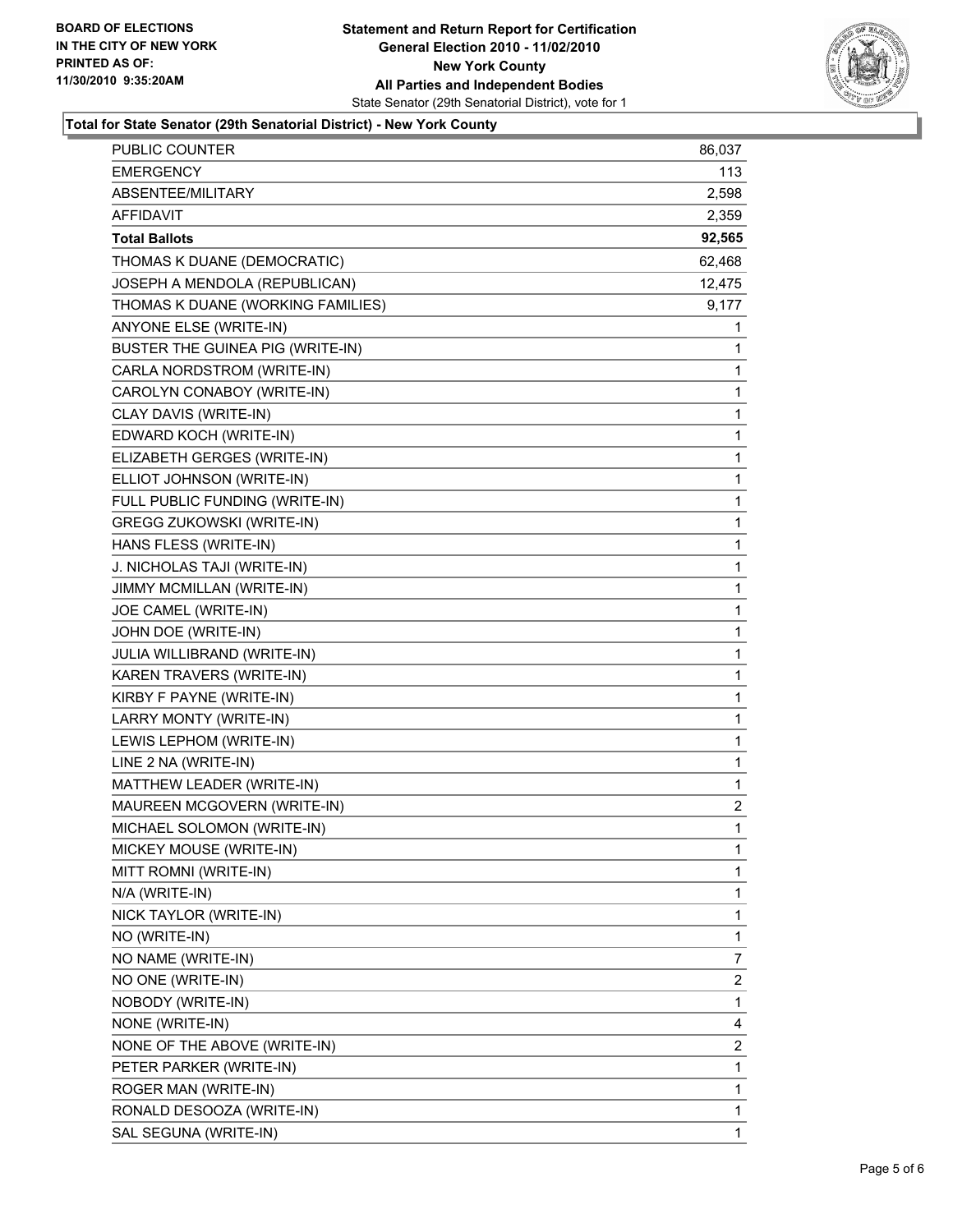**BOARD OF ELECTIONS IN THE CITY OF NEW YORK PRINTED AS OF: 11/30/2010 9:35:20AM**

**Statement and Return Report for Certification General Election 2010 - 11/02/2010 New York County All Parties and Independent Bodies**
State Senator (29th Senatorial District), vote for 1

**Total for State Senator (29th Senatorial District) - New York County**

| | |
|---|---|
| PUBLIC COUNTER | 86,037 |
| EMERGENCY | 113 |
| ABSENTEE/MILITARY | 2,598 |
| AFFIDAVIT | 2,359 |
| **Total Ballots** | **92,565** |
| THOMAS K DUANE (DEMOCRATIC) | 62,468 |
| JOSEPH A MENDOLA (REPUBLICAN) | 12,475 |
| THOMAS K DUANE (WORKING FAMILIES) | 9,177 |
| ANYONE ELSE (WRITE-IN) | 1 |
| BUSTER THE GUINEA PIG (WRITE-IN) | 1 |
| CARLA NORDSTROM (WRITE-IN) | 1 |
| CAROLYN CONABOY (WRITE-IN) | 1 |
| CLAY DAVIS (WRITE-IN) | 1 |
| EDWARD KOCH (WRITE-IN) | 1 |
| ELIZABETH GERGES (WRITE-IN) | 1 |
| ELLIOT JOHNSON (WRITE-IN) | 1 |
| FULL PUBLIC FUNDING (WRITE-IN) | 1 |
| GREGG ZUKOWSKI (WRITE-IN) | 1 |
| HANS FLESS (WRITE-IN) | 1 |
| J. NICHOLAS TAJI (WRITE-IN) | 1 |
| JIMMY MCMILLAN (WRITE-IN) | 1 |
| JOE CAMEL (WRITE-IN) | 1 |
| JOHN DOE (WRITE-IN) | 1 |
| JULIA WILLIBRAND (WRITE-IN) | 1 |
| KAREN TRAVERS (WRITE-IN) | 1 |
| KIRBY F PAYNE (WRITE-IN) | 1 |
| LARRY MONTY (WRITE-IN) | 1 |
| LEWIS LEPHOM (WRITE-IN) | 1 |
| LINE 2 NA (WRITE-IN) | 1 |
| MATTHEW LEADER (WRITE-IN) | 1 |
| MAUREEN MCGOVERN (WRITE-IN) | 2 |
| MICHAEL SOLOMON (WRITE-IN) | 1 |
| MICKEY MOUSE (WRITE-IN) | 1 |
| MITT ROMNI (WRITE-IN) | 1 |
| N/A (WRITE-IN) | 1 |
| NICK TAYLOR (WRITE-IN) | 1 |
| NO (WRITE-IN) | 1 |
| NO NAME (WRITE-IN) | 7 |
| NO ONE (WRITE-IN) | 2 |
| NOBODY (WRITE-IN) | 1 |
| NONE (WRITE-IN) | 4 |
| NONE OF THE ABOVE (WRITE-IN) | 2 |
| PETER PARKER (WRITE-IN) | 1 |
| ROGER MAN (WRITE-IN) | 1 |
| RONALD DESOOZA (WRITE-IN) | 1 |
| SAL SEGUNA (WRITE-IN) | 1 |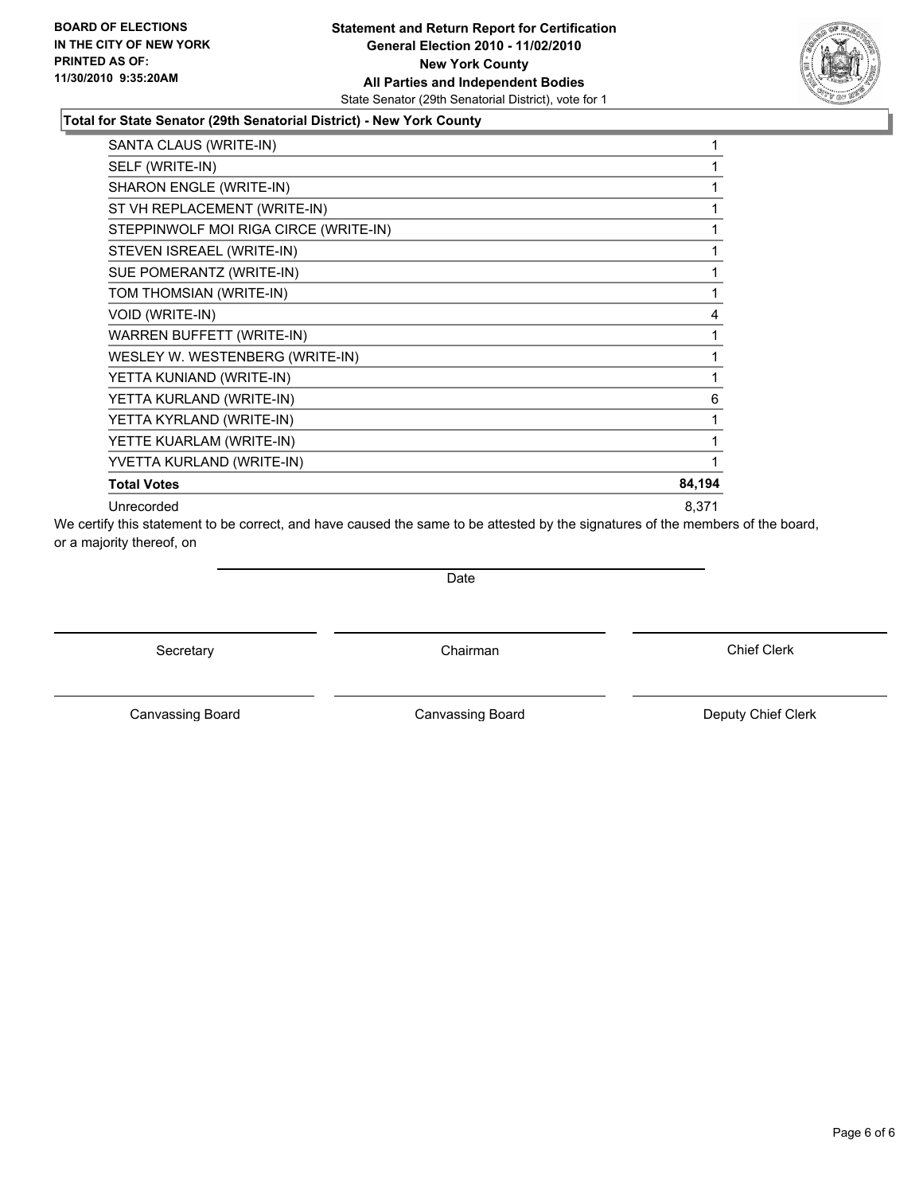**BOARD OF ELECTIONS IN THE CITY OF NEW YORK PRINTED AS OF: 11/30/2010 9:35:20AM**

**Statement and Return Report for Certification**
**General Election 2010 - 11/02/2010**
**New York County**
**All Parties and Independent Bodies**
State Senator (29th Senatorial District), vote for 1

### Total for State Senator (29th Senatorial District) - New York County

| | |
|---|---|
| SANTA CLAUS (WRITE-IN) | 1 |
| SELF (WRITE-IN) | 1 |
| SHARON ENGLE (WRITE-IN) | 1 |
| ST VH REPLACEMENT (WRITE-IN) | 1 |
| STEPPINWOLF MOI RIGA CIRCE (WRITE-IN) | 1 |
| STEVEN ISREAEL (WRITE-IN) | 1 |
| SUE POMERANTZ (WRITE-IN) | 1 |
| TOM THOMSIAN (WRITE-IN) | 1 |
| VOID (WRITE-IN) | 4 |
| WARREN BUFFETT (WRITE-IN) | 1 |
| WESLEY W. WESTENBERG (WRITE-IN) | 1 |
| YETTA KUNIAND (WRITE-IN) | 1 |
| YETTA KURLAND (WRITE-IN) | 6 |
| YETTA KYRLAND (WRITE-IN) | 1 |
| YETTE KUARLAM (WRITE-IN) | 1 |
| YVETTA KURLAND (WRITE-IN) | 1 |
| **Total Votes** | **84,194** |
| Unrecorded | 8,371 |

We certify this statement to be correct, and have caused the same to be attested by the signatures of the members of the board, or a majority thereof, on

Date

Secretary

Chairman

Chief Clerk

Canvassing Board

Canvassing Board

Deputy Chief Clerk